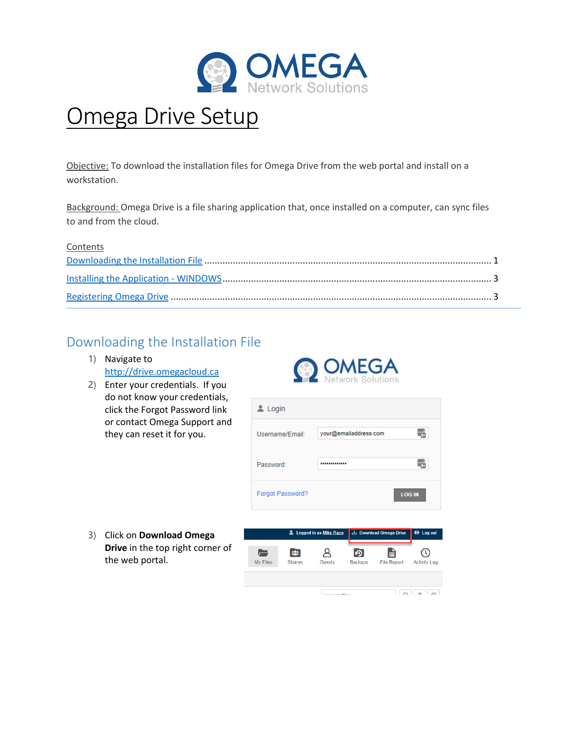# Omega Drive Setup

Objective: To download the installation files for Omega Drive from the web portal and install on a workstation.

Background: Omega Drive is a file sharing application that, once installed on a computer, can sync files to and from the cloud.

Contents

- Downloading the Installation File ........ 1
- Installing the Application - WINDOWS ........ 3
- Registering Omega Drive ........ 3

## Downloading the Installation File

1) Navigate to http://drive.omegacloud.ca
2) Enter your credentials. If you do not know your credentials, click the Forgot Password link or contact Omega Support and they can reset it for you.
3) Click on **Download Omega Drive** in the top right corner of the web portal.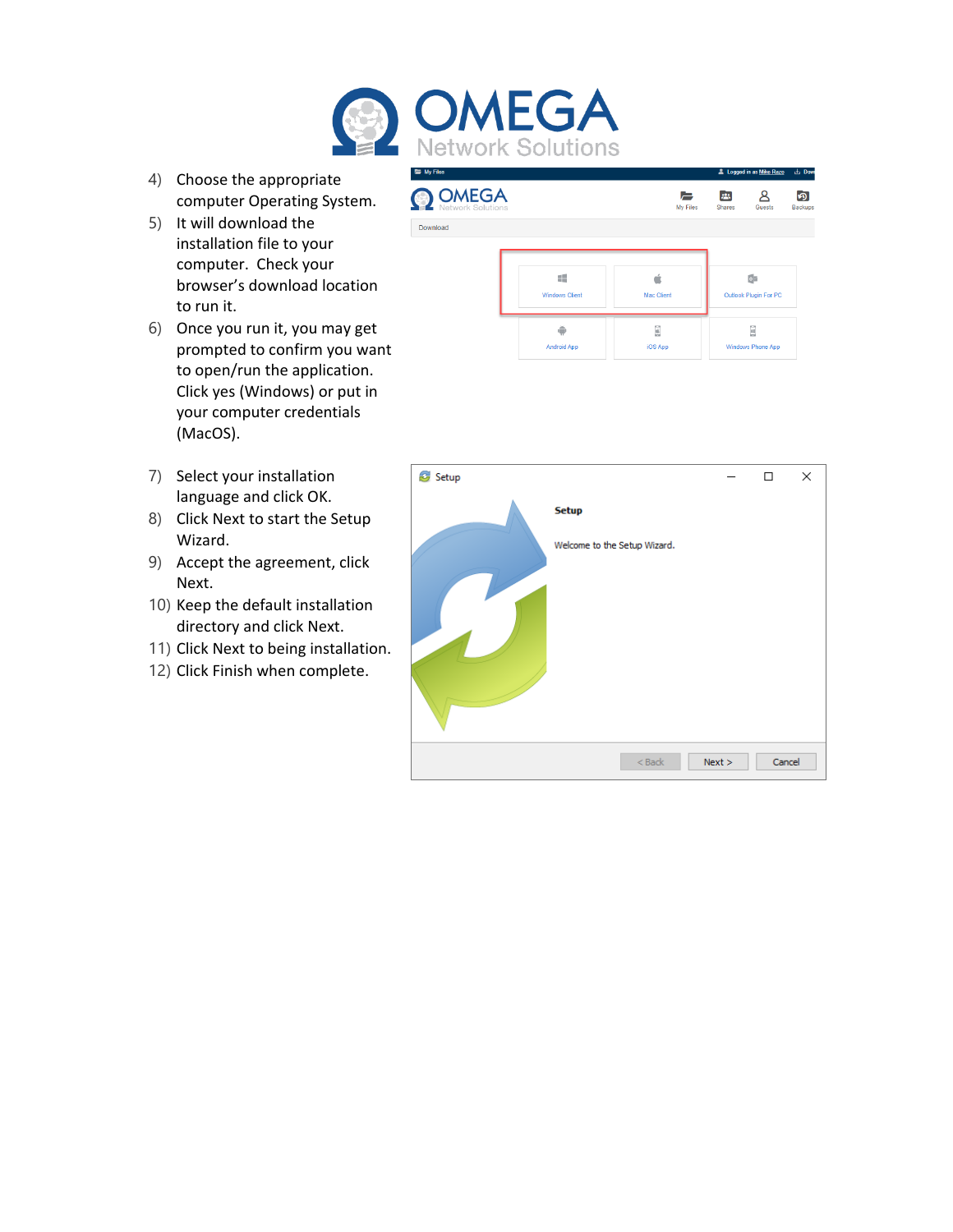4) Choose the appropriate computer Operating System.
5) It will download the installation file to your computer. Check your browser's download location to run it.
6) Once you run it, you may get prompted to confirm you want to open/run the application. Click yes (Windows) or put in your computer credentials (MacOS).

7) Select your installation language and click OK.
8) Click Next to start the Setup Wizard.
9) Accept the agreement, click Next.
10) Keep the default installation directory and click Next.
11) Click Next to being installation.
12) Click Finish when complete.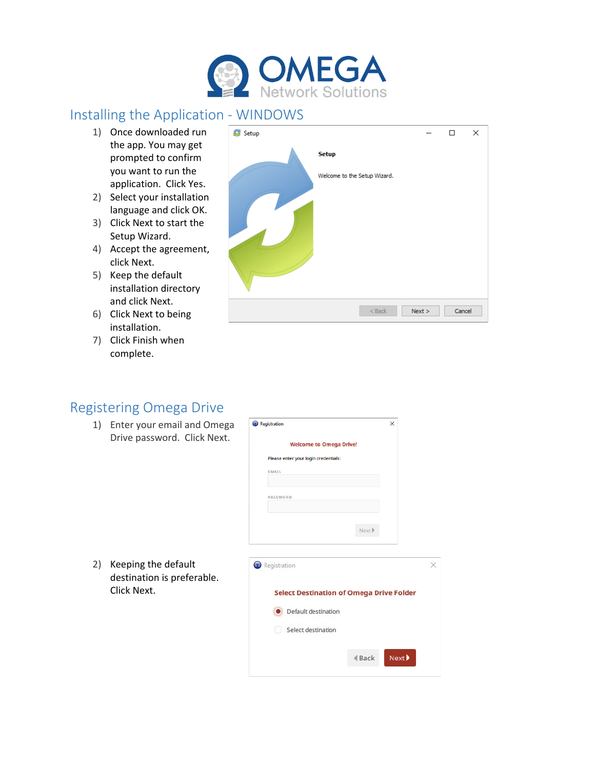## Installing the Application - WINDOWS

1) Once downloaded run the app. You may get prompted to confirm you want to run the application. Click Yes.
2) Select your installation language and click OK.
3) Click Next to start the Setup Wizard.
4) Accept the agreement, click Next.
5) Keep the default installation directory and click Next.
6) Click Next to being installation.
7) Click Finish when complete.

## Registering Omega Drive

1) Enter your email and Omega Drive password. Click Next.
2) Keeping the default destination is preferable. Click Next.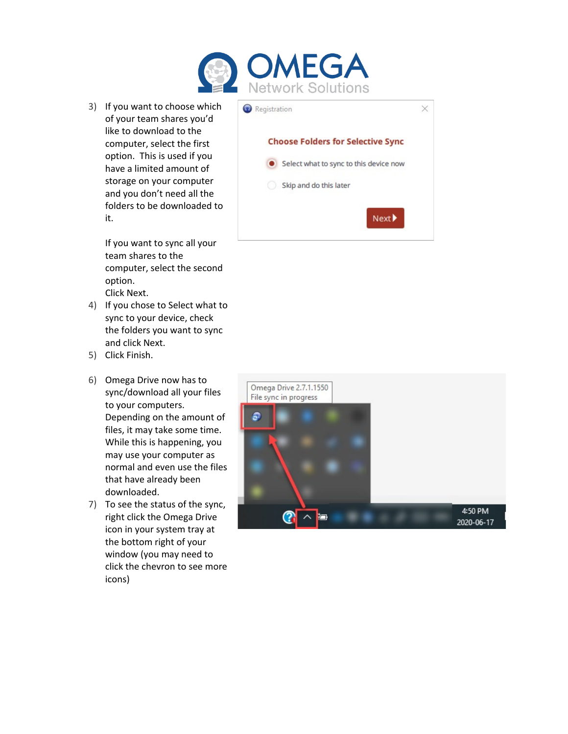3) If you want to choose which of your team shares you'd like to download to the computer, select the first option. This is used if you have a limited amount of storage on your computer and you don't need all the folders to be downloaded to it.

   If you want to sync all your team shares to the computer, select the second option.
   Click Next.
4) If you chose to Select what to sync to your device, check the folders you want to sync and click Next.
5) Click Finish.

6) Omega Drive now has to sync/download all your files to your computers. Depending on the amount of files, it may take some time. While this is happening, you may use your computer as normal and even use the files that have already been downloaded.
7) To see the status of the sync, right click the Omega Drive icon in your system tray at the bottom right of your window (you may need to click the chevron to see more icons)